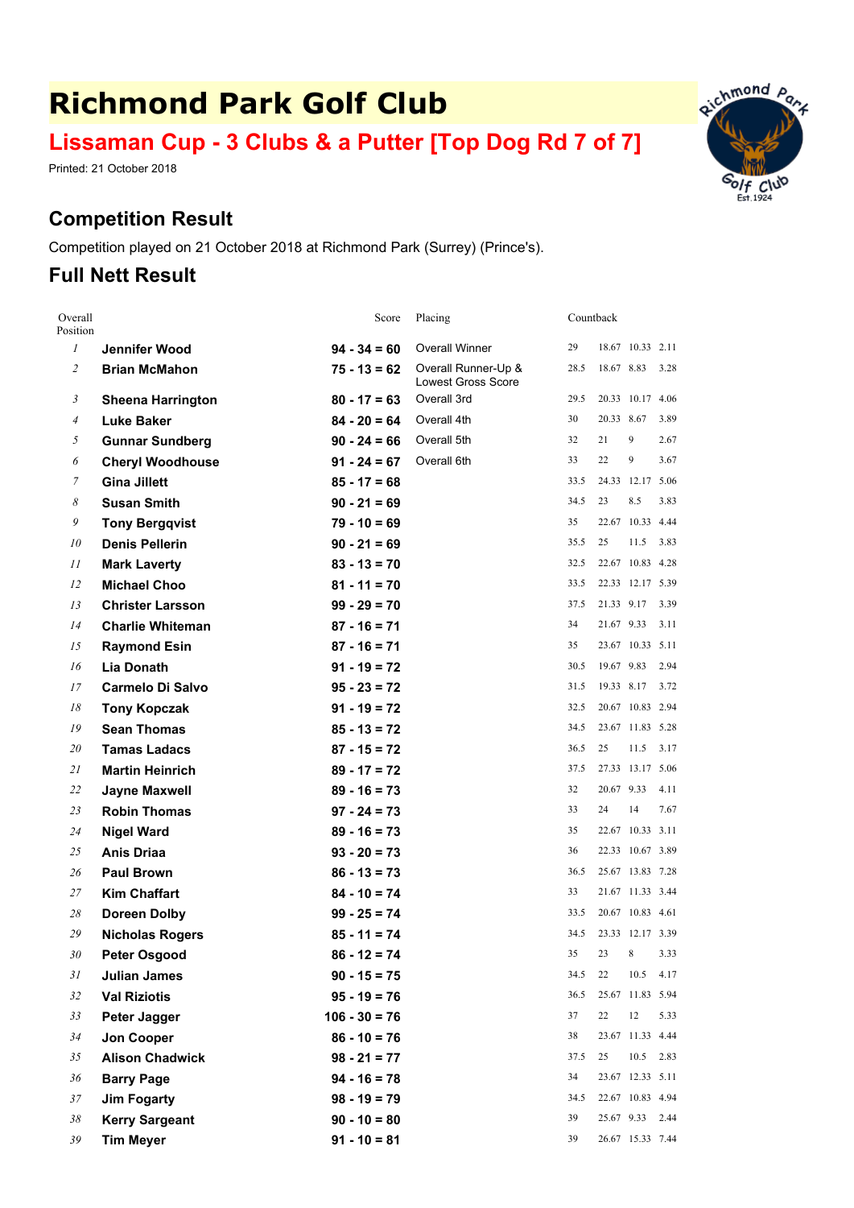# Richmond Park Golf Club

## Lissaman Cup - 3 Clubs & a Putter [Top Dog Rd 7 of 7]

Printed: 21 October 2018

## Competition Result

Competition played on 21 October 2018 at Richmond Park (Surrey) (Prince's).

## Full Nett Result

| Overall Position | | Score | Placing | Countback | | | |
|---|---|---|---|---|---|---|---|
| 1 | **Jennifer Wood** | **94 - 34 = 60** | Overall Winner | 29 | 18.67 | 10.33 | 2.11 |
| 2 | **Brian McMahon** | **75 - 13 = 62** | Overall Runner-Up & Lowest Gross Score | 28.5 | 18.67 | 8.83 | 3.28 |
| 3 | **Sheena Harrington** | **80 - 17 = 63** | Overall 3rd | 29.5 | 20.33 | 10.17 | 4.06 |
| 4 | **Luke Baker** | **84 - 20 = 64** | Overall 4th | 30 | 20.33 | 8.67 | 3.89 |
| 5 | **Gunnar Sundberg** | **90 - 24 = 66** | Overall 5th | 32 | 21 | 9 | 2.67 |
| 6 | **Cheryl Woodhouse** | **91 - 24 = 67** | Overall 6th | 33 | 22 | 9 | 3.67 |
| 7 | **Gina Jillett** | **85 - 17 = 68** | | 33.5 | 24.33 | 12.17 | 5.06 |
| 8 | **Susan Smith** | **90 - 21 = 69** | | 34.5 | 23 | 8.5 | 3.83 |
| 9 | **Tony Bergqvist** | **79 - 10 = 69** | | 35 | 22.67 | 10.33 | 4.44 |
| 10 | **Denis Pellerin** | **90 - 21 = 69** | | 35.5 | 25 | 11.5 | 3.83 |
| 11 | **Mark Laverty** | **83 - 13 = 70** | | 32.5 | 22.67 | 10.83 | 4.28 |
| 12 | **Michael Choo** | **81 - 11 = 70** | | 33.5 | 22.33 | 12.17 | 5.39 |
| 13 | **Christer Larsson** | **99 - 29 = 70** | | 37.5 | 21.33 | 9.17 | 3.39 |
| 14 | **Charlie Whiteman** | **87 - 16 = 71** | | 34 | 21.67 | 9.33 | 3.11 |
| 15 | **Raymond Esin** | **87 - 16 = 71** | | 35 | 23.67 | 10.33 | 5.11 |
| 16 | **Lia Donath** | **91 - 19 = 72** | | 30.5 | 19.67 | 9.83 | 2.94 |
| 17 | **Carmelo Di Salvo** | **95 - 23 = 72** | | 31.5 | 19.33 | 8.17 | 3.72 |
| 18 | **Tony Kopczak** | **91 - 19 = 72** | | 32.5 | 20.67 | 10.83 | 2.94 |
| 19 | **Sean Thomas** | **85 - 13 = 72** | | 34.5 | 23.67 | 11.83 | 5.28 |
| 20 | **Tamas Ladacs** | **87 - 15 = 72** | | 36.5 | 25 | 11.5 | 3.17 |
| 21 | **Martin Heinrich** | **89 - 17 = 72** | | 37.5 | 27.33 | 13.17 | 5.06 |
| 22 | **Jayne Maxwell** | **89 - 16 = 73** | | 32 | 20.67 | 9.33 | 4.11 |
| 23 | **Robin Thomas** | **97 - 24 = 73** | | 33 | 24 | 14 | 7.67 |
| 24 | **Nigel Ward** | **89 - 16 = 73** | | 35 | 22.67 | 10.33 | 3.11 |
| 25 | **Anis Driaa** | **93 - 20 = 73** | | 36 | 22.33 | 10.67 | 3.89 |
| 26 | **Paul Brown** | **86 - 13 = 73** | | 36.5 | 25.67 | 13.83 | 7.28 |
| 27 | **Kim Chaffart** | **84 - 10 = 74** | | 33 | 21.67 | 11.33 | 3.44 |
| 28 | **Doreen Dolby** | **99 - 25 = 74** | | 33.5 | 20.67 | 10.83 | 4.61 |
| 29 | **Nicholas Rogers** | **85 - 11 = 74** | | 34.5 | 23.33 | 12.17 | 3.39 |
| 30 | **Peter Osgood** | **86 - 12 = 74** | | 35 | 23 | 8 | 3.33 |
| 31 | **Julian James** | **90 - 15 = 75** | | 34.5 | 22 | 10.5 | 4.17 |
| 32 | **Val Riziotis** | **95 - 19 = 76** | | 36.5 | 25.67 | 11.83 | 5.94 |
| 33 | **Peter Jagger** | **106 - 30 = 76** | | 37 | 22 | 12 | 5.33 |
| 34 | **Jon Cooper** | **86 - 10 = 76** | | 38 | 23.67 | 11.33 | 4.44 |
| 35 | **Alison Chadwick** | **98 - 21 = 77** | | 37.5 | 25 | 10.5 | 2.83 |
| 36 | **Barry Page** | **94 - 16 = 78** | | 34 | 23.67 | 12.33 | 5.11 |
| 37 | **Jim Fogarty** | **98 - 19 = 79** | | 34.5 | 22.67 | 10.83 | 4.94 |
| 38 | **Kerry Sargeant** | **90 - 10 = 80** | | 39 | 25.67 | 9.33 | 2.44 |
| 39 | **Tim Meyer** | **91 - 10 = 81** | | 39 | 26.67 | 15.33 | 7.44 |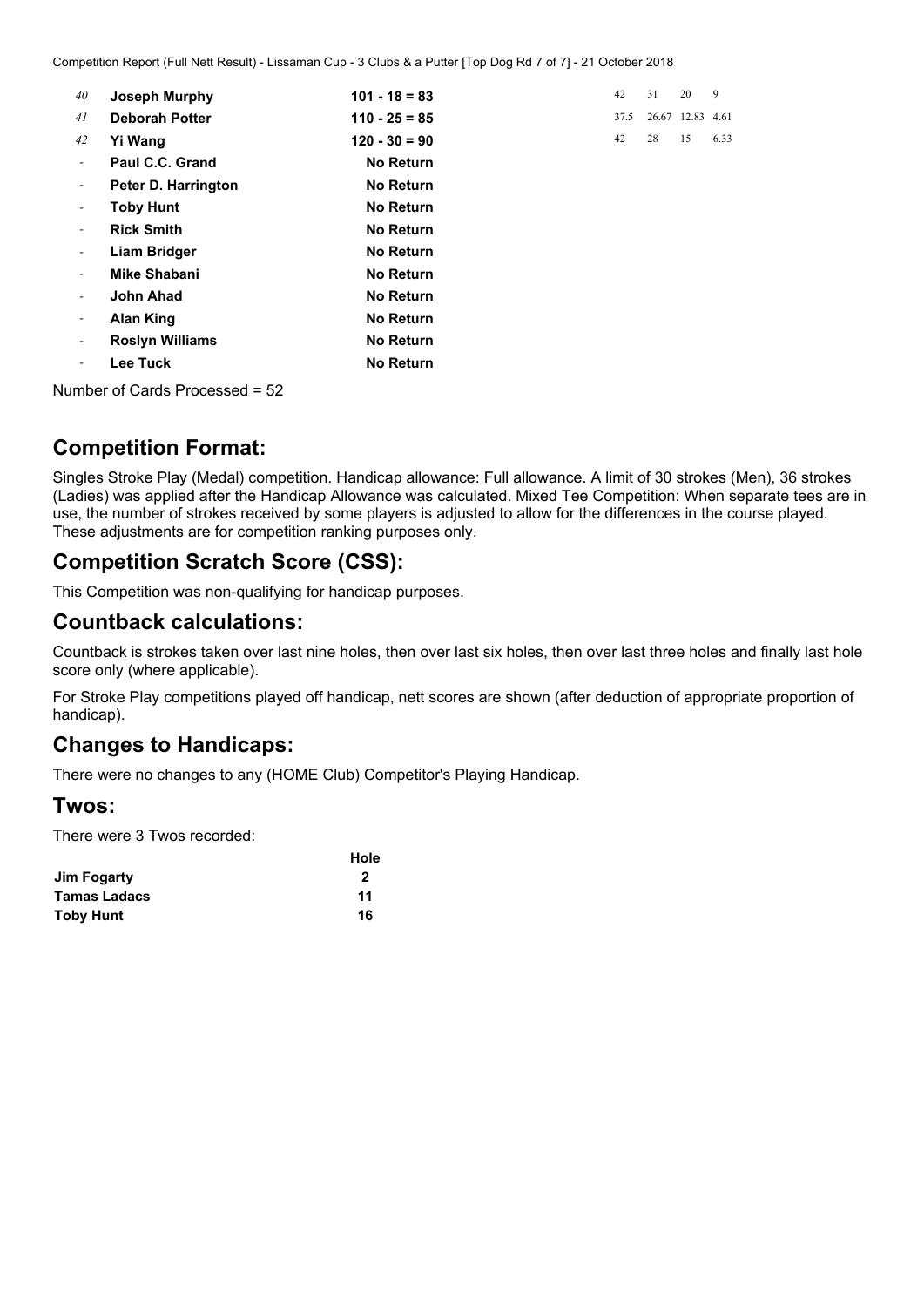| | | | | | | |
|---|---|---|---|---|---|---|
| *40* | **Joseph Murphy** | **101 - 18 = 83** | 42 | 31 | 20 | 9 |
| *41* | **Deborah Potter** | **110 - 25 = 85** | 37.5 | 26.67 | 12.83 | 4.61 |
| *42* | **Yi Wang** | **120 - 30 = 90** | 42 | 28 | 15 | 6.33 |
| - | **Paul C.C. Grand** | **No Return** | | | | |
| - | **Peter D. Harrington** | **No Return** | | | | |
| - | **Toby Hunt** | **No Return** | | | | |
| - | **Rick Smith** | **No Return** | | | | |
| - | **Liam Bridger** | **No Return** | | | | |
| - | **Mike Shabani** | **No Return** | | | | |
| - | **John Ahad** | **No Return** | | | | |
| - | **Alan King** | **No Return** | | | | |
| - | **Roslyn Williams** | **No Return** | | | | |
| - | **Lee Tuck** | **No Return** | | | | |

Number of Cards Processed = 52

## Competition Format:

Singles Stroke Play (Medal) competition. Handicap allowance: Full allowance. A limit of 30 strokes (Men), 36 strokes (Ladies) was applied after the Handicap Allowance was calculated. Mixed Tee Competition: When separate tees are in use, the number of strokes received by some players is adjusted to allow for the differences in the course played. These adjustments are for competition ranking purposes only.

## Competition Scratch Score (CSS):

This Competition was non-qualifying for handicap purposes.

## Countback calculations:

Countback is strokes taken over last nine holes, then over last six holes, then over last three holes and finally last hole score only (where applicable).

For Stroke Play competitions played off handicap, nett scores are shown (after deduction of appropriate proportion of handicap).

## Changes to Handicaps:

There were no changes to any (HOME Club) Competitor's Playing Handicap.

## Twos:

There were 3 Twos recorded:

| | Hole |
|---|---|
| **Jim Fogarty** | **2** |
| **Tamas Ladacs** | **11** |
| **Toby Hunt** | **16** |